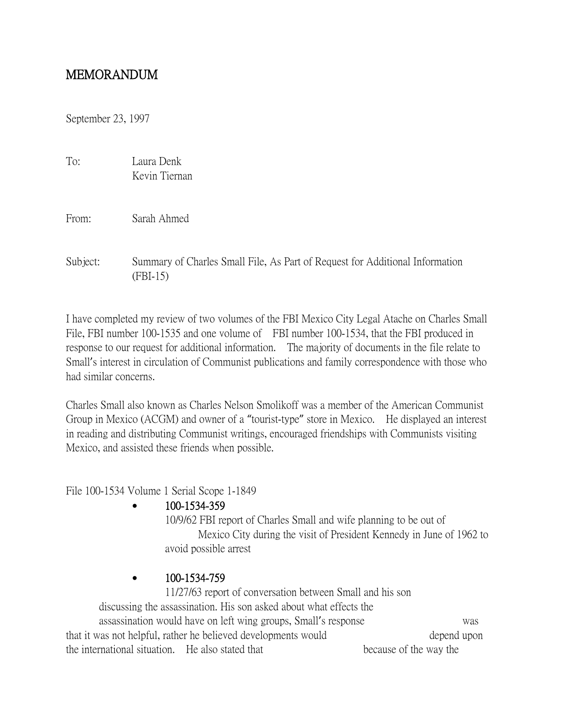# MEMORANDUM

September 23, 1997

To: Laura Denk
Kevin Tiernan

From: Sarah Ahmed

Subject: Summary of Charles Small File, As Part of Request for Additional Information (FBI-15)

I have completed my review of two volumes of the FBI Mexico City Legal Atache on Charles Small File, FBI number 100-1535 and one volume of FBI number 100-1534, that the FBI produced in response to our request for additional information. The majority of documents in the file relate to Small's interest in circulation of Communist publications and family correspondence with those who had similar concerns.

Charles Small also known as Charles Nelson Smolikoff was a member of the American Communist Group in Mexico (ACGM) and owner of a "tourist-type" store in Mexico. He displayed an interest in reading and distributing Communist writings, encouraged friendships with Communists visiting Mexico, and assisted these friends when possible.

File 100-1534 Volume 1 Serial Scope 1-1849

- **100-1534-359**
  10/9/62 FBI report of Charles Small and wife planning to be out of Mexico City during the visit of President Kennedy in June of 1962 to avoid possible arrest

- **100-1534-759**
  11/27/63 report of conversation between Small and his son discussing the assassination. His son asked about what effects the assassination would have on left wing groups, Small's response was that it was not helpful, rather he believed developments would depend upon the international situation. He also stated that because of the way the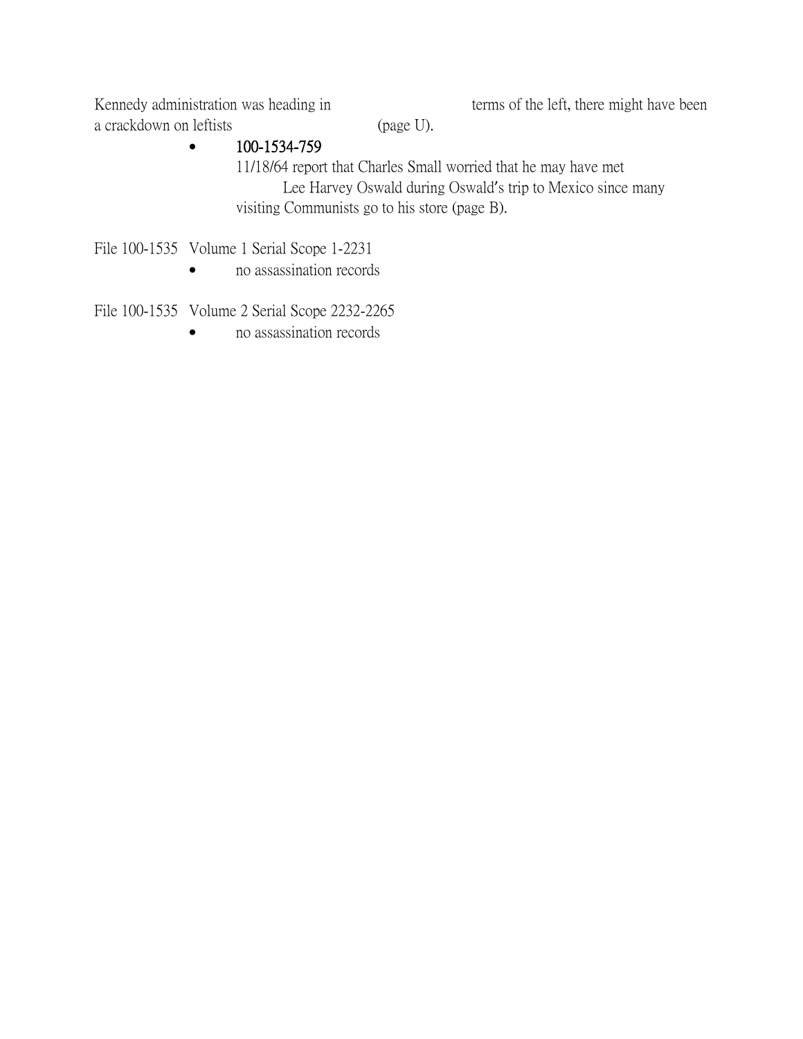Kennedy administration was heading in terms of the left, there might have been a crackdown on leftists (page U).

- **100-1534-759**
  11/18/64 report that Charles Small worried that he may have met Lee Harvey Oswald during Oswald's trip to Mexico since many visiting Communists go to his store (page B).

File 100-1535 Volume 1 Serial Scope 1-2231

- no assassination records

File 100-1535 Volume 2 Serial Scope 2232-2265

- no assassination records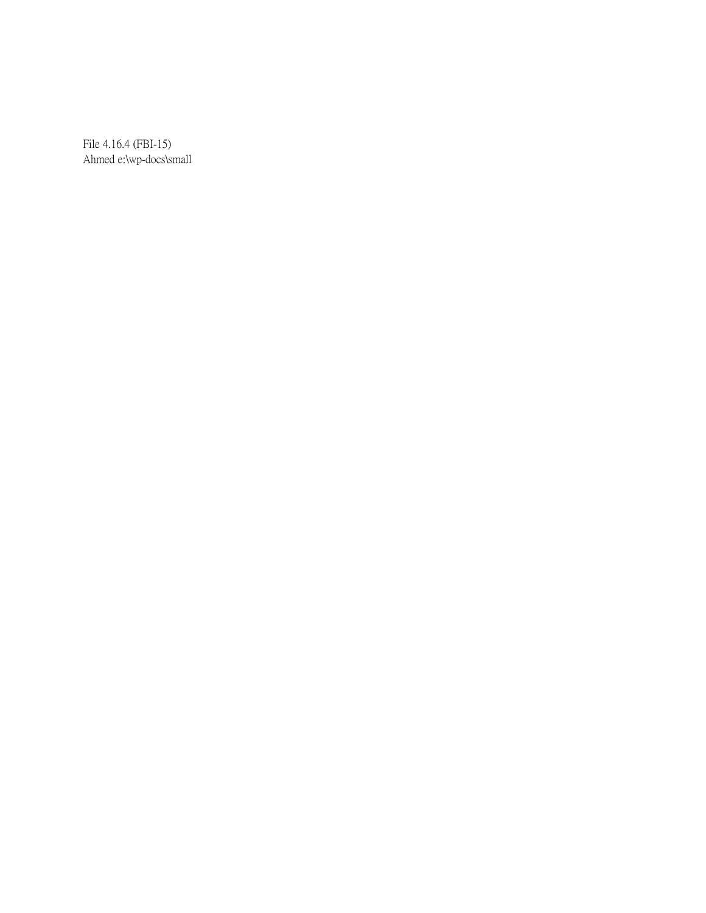File 4.16.4 (FBI-15)
Ahmed e:\wp-docs\small